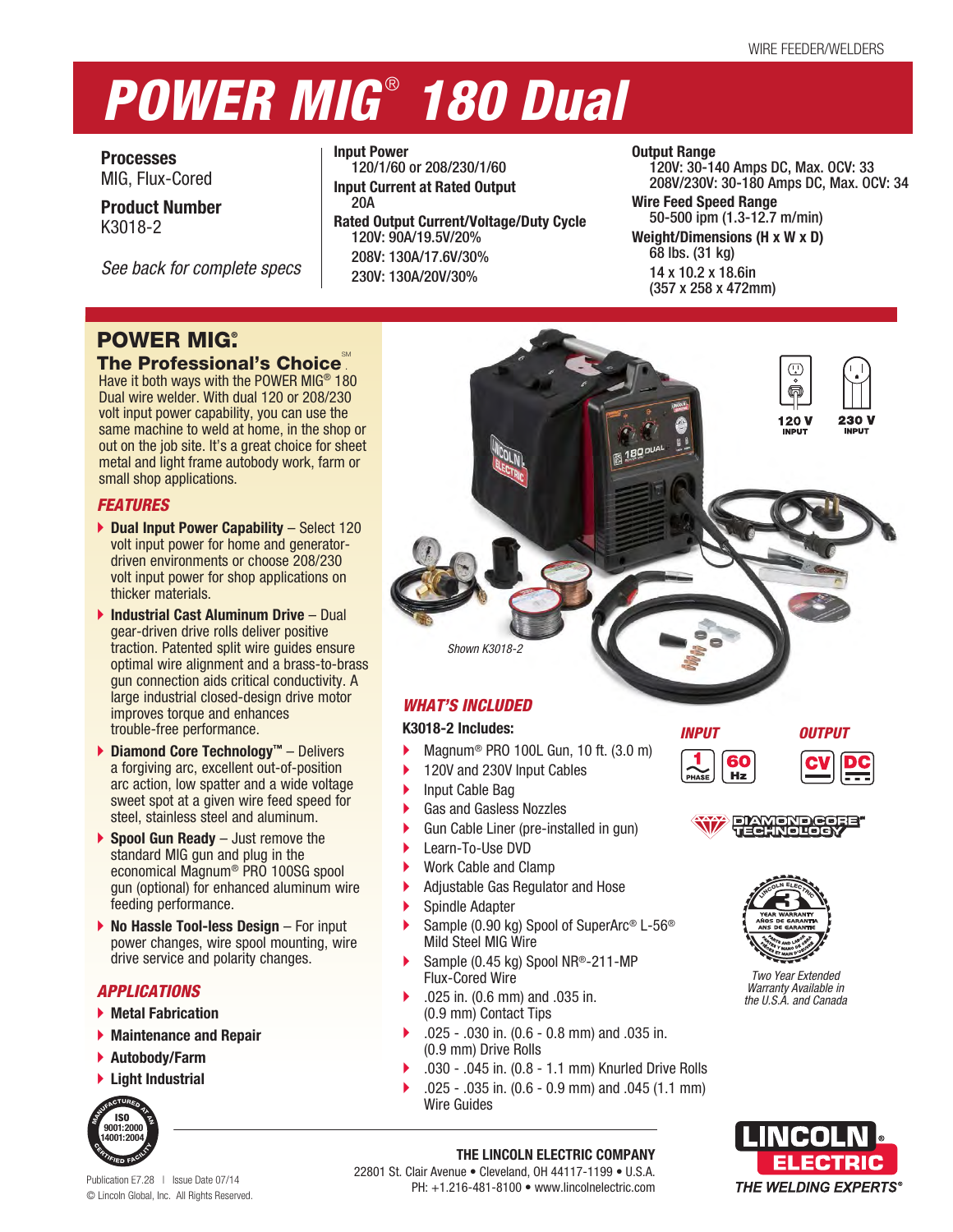# POWER MIG® 180 Dual

**Processes**
MIG, Flux-Cored

**Product Number**
K3018-2

*See back for complete specs*

**Input Power**
120/1/60 or 208/230/1/60

**Input Current at Rated Output**
20A

**Rated Output Current/Voltage/Duty Cycle**
120V: 90A/19.5V/20%
208V: 130A/17.6V/30%
230V: 130A/20V/30%

**Output Range**
120V: 30-140 Amps DC, Max. OCV: 33
208V/230V: 30-180 Amps DC, Max. OCV: 34

**Wire Feed Speed Range**
50-500 ipm (1.3-12.7 m/min)

**Weight/Dimensions (H x W x D)**
68 lbs. (31 kg)
14 x 10.2 x 18.6in
(357 x 258 x 472mm)

## POWER MIG®
### The Professional's Choice℠

Have it both ways with the POWER MIG® 180 Dual wire welder. With dual 120 or 208/230 volt input power capability, you can use the same machine to weld at home, in the shop or out on the job site. It's a great choice for sheet metal and light frame autobody work, farm or small shop applications.

### FEATURES

- **Dual Input Power Capability** – Select 120 volt input power for home and generator-driven environments or choose 208/230 volt input power for shop applications on thicker materials.
- **Industrial Cast Aluminum Drive** – Dual gear-driven drive rolls deliver positive traction. Patented split wire guides ensure optimal wire alignment and a brass-to-brass gun connection aids critical conductivity. A large industrial closed-design drive motor improves torque and enhances trouble-free performance.
- **Diamond Core Technology™** – Delivers a forgiving arc, excellent out-of-position arc action, low spatter and a wide voltage sweet spot at a given wire feed speed for steel, stainless steel and aluminum.
- **Spool Gun Ready** – Just remove the standard MIG gun and plug in the economical Magnum® PRO 100SG spool gun (optional) for enhanced aluminum wire feeding performance.
- **No Hassle Tool-less Design** – For input power changes, wire spool mounting, wire drive service and polarity changes.

### APPLICATIONS

- **Metal Fabrication**
- **Maintenance and Repair**
- **Autobody/Farm**
- **Light Industrial**

*Shown K3018-2*

120 V INPUT | 230 V INPUT

### WHAT'S INCLUDED

**K3018-2 Includes:**

- Magnum® PRO 100L Gun, 10 ft. (3.0 m)
- 120V and 230V Input Cables
- Input Cable Bag
- Gas and Gasless Nozzles
- Gun Cable Liner (pre-installed in gun)
- Learn-To-Use DVD
- Work Cable and Clamp
- Adjustable Gas Regulator and Hose
- Spindle Adapter
- Sample (0.90 kg) Spool of SuperArc® L-56® Mild Steel MIG Wire
- Sample (0.45 kg) Spool NR®-211-MP Flux-Cored Wire
- .025 in. (0.6 mm) and .035 in. (0.9 mm) Contact Tips
- .025 - .030 in. (0.6 - 0.8 mm) and .035 in. (0.9 mm) Drive Rolls
- .030 - .045 in. (0.8 - 1.1 mm) Knurled Drive Rolls
- .025 - .035 in. (0.6 - 0.9 mm) and .045 (1.1 mm) Wire Guides

**INPUT**: 1 PHASE, 60 Hz

**OUTPUT**: CV, DC

DIAMOND CORE TECHNOLOGY™

3 YEAR WARRANTY – AÑOS DE GARANTIA – ANS DE GARANTIE

*Two Year Extended Warranty Available in the U.S.A. and Canada*

MANUFACTURED AT AN ISO 9001:2000 14001:2004 CERTIFIED FACILITY

**THE LINCOLN ELECTRIC COMPANY**
22801 St. Clair Avenue • Cleveland, OH 44117-1199 • U.S.A.
PH: +1.216-481-8100 • www.lincolnelectric.com

LINCOLN ELECTRIC® THE WELDING EXPERTS®

Publication E7.28 | Issue Date 07/14
© Lincoln Global, Inc. All Rights Reserved.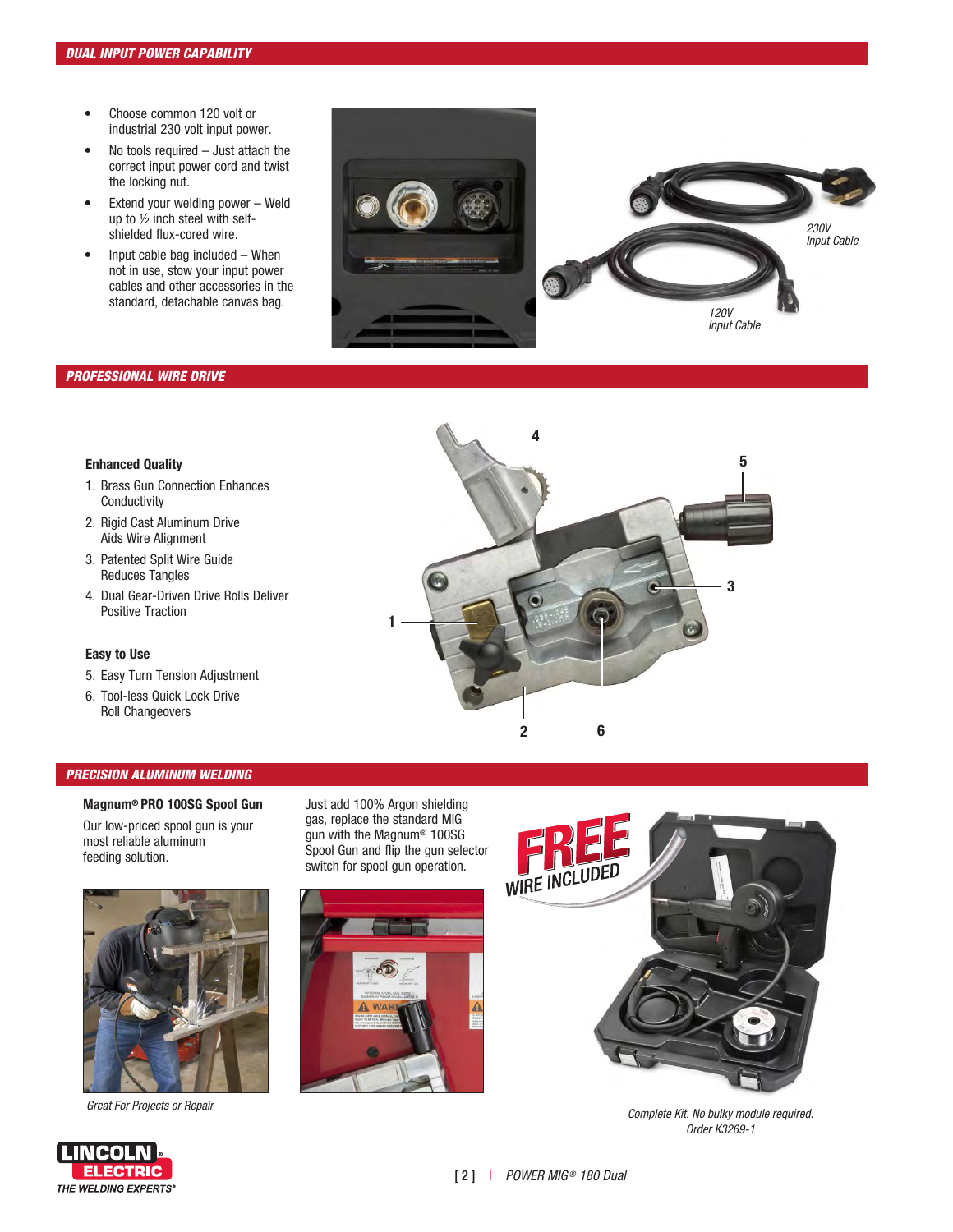## DUAL INPUT POWER CAPABILITY

- Choose common 120 volt or industrial 230 volt input power.
- No tools required – Just attach the correct input power cord and twist the locking nut.
- Extend your welding power – Weld up to ½ inch steel with self-shielded flux-cored wire.
- Input cable bag included – When not in use, stow your input power cables and other accessories in the standard, detachable canvas bag.

*230V Input Cable*

*120V Input Cable*

## PROFESSIONAL WIRE DRIVE

**Enhanced Quality**

1. Brass Gun Connection Enhances Conductivity
2. Rigid Cast Aluminum Drive Aids Wire Alignment
3. Patented Split Wire Guide Reduces Tangles
4. Dual Gear-Driven Drive Rolls Deliver Positive Traction

**Easy to Use**

5. Easy Turn Tension Adjustment
6. Tool-less Quick Lock Drive Roll Changeovers

## PRECISION ALUMINUM WELDING

**Magnum® PRO 100SG Spool Gun**

Our low-priced spool gun is your most reliable aluminum feeding solution.

Just add 100% Argon shielding gas, replace the standard MIG gun with the Magnum® 100SG Spool Gun and flip the gun selector switch for spool gun operation.

FREE WIRE INCLUDED

*Great For Projects or Repair*

*Complete Kit. No bulky module required. Order K3269-1*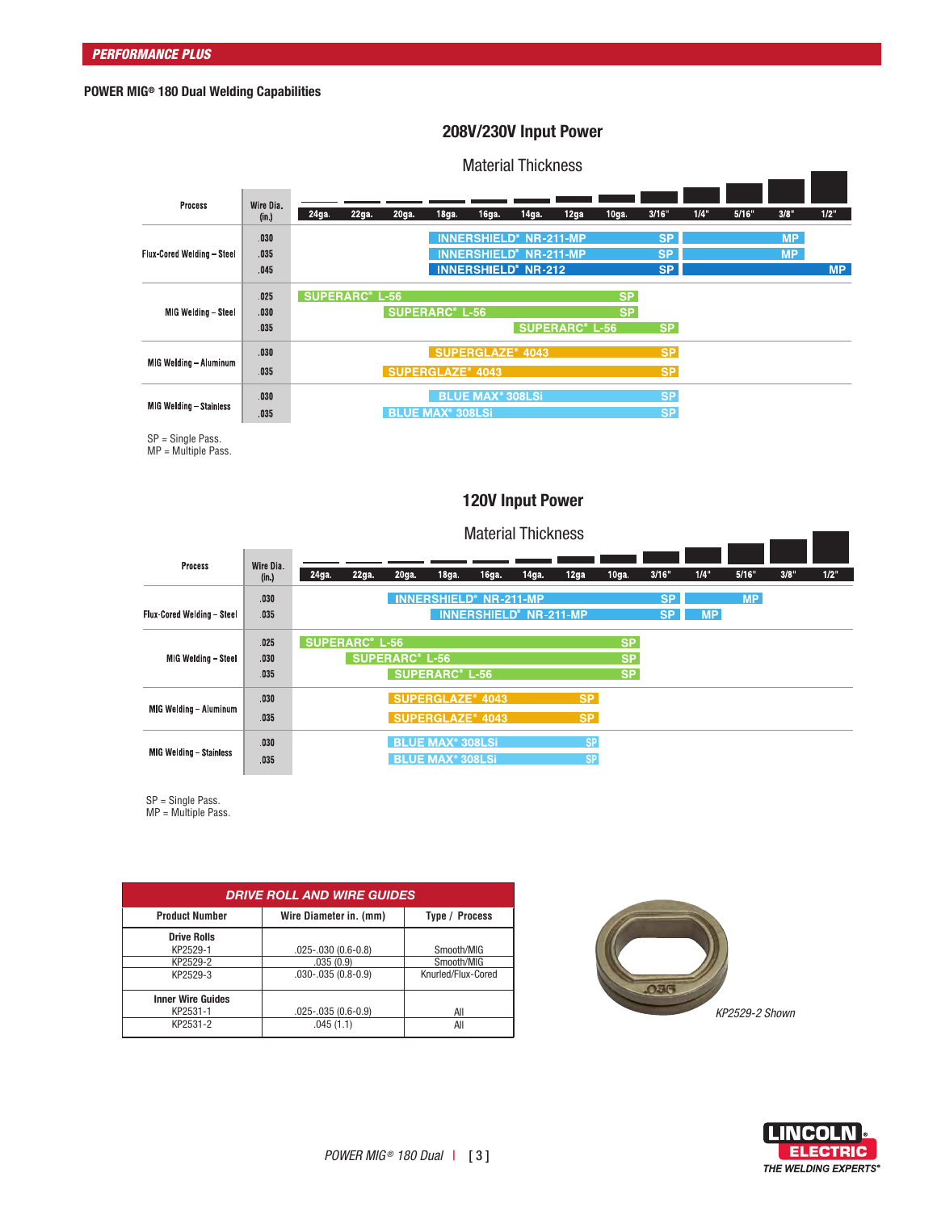PERFORMANCE PLUS

**POWER MIG® 180 Dual Welding Capabilities**

## 208V/230V Input Power

Material Thickness

| Process | Wire Dia. (in.) | 24ga. | 22ga. | 20ga. | 18ga. | 16ga. | 14ga. | 12ga | 10ga. | 3/16" | 1/4" | 5/16" | 3/8" | 1/2" |
|---|---|---|---|---|---|---|---|---|---|---|---|---|---|---|
| Flux-Cored Welding – Steel | .030 | | | | INNERSHIELD® NR-211-MP | | | | | SP | MP | | | |
| | .035 | | | | INNERSHIELD® NR-211-MP | | | | | SP | MP | | | |
| | .045 | | | | INNERSHIELD® NR-212 | | | | | SP | MP | | | |
| MIG Welding – Steel | .025 | SUPERARC® L-56 | | | | | | | SP | | | | | |
| | .030 | | | SUPERARC® L-56 | | | | | SP | | | | | |
| | .035 | | | | | | SUPERARC® L-56 | | | SP | | | | |
| MIG Welding – Aluminum | .030 | | | | SUPERGLAZE® 4043 | | | | | SP | | | | |
| | .035 | | | SUPERGLAZE® 4043 | | | | | | SP | | | | |
| MIG Welding – Stainless | .030 | | | | BLUE MAX® 308LSi | | | | | SP | | | | |
| | .035 | | | BLUE MAX® 308LSi | | | | | | SP | | | | |

SP = Single Pass.
MP = Multiple Pass.

## 120V Input Power

Material Thickness

| Process | Wire Dia. (in.) | 24ga. | 22ga. | 20ga. | 18ga. | 16ga. | 14ga. | 12ga | 10ga. | 3/16" | 1/4" | 5/16" | 3/8" | 1/2" |
|---|---|---|---|---|---|---|---|---|---|---|---|---|---|---|
| Flux-Cored Welding – Steel | .030 | | | INNERSHIELD® NR-211-MP | | | | | | SP | MP | | | |
| | .035 | | | | INNERSHIELD® NR-211-MP | | | | | SP | MP | | | |
| MIG Welding – Steel | .025 | SUPERARC® L-56 | | | | | | | SP | | | | | |
| | .030 | | SUPERARC® L-56 | | | | | | SP | | | | | |
| | .035 | | | SUPERARC® L-56 | | | | | SP | | | | | |
| MIG Welding – Aluminum | .030 | | | SUPERGLAZE® 4043 | | | | SP | | | | | | |
| | .035 | | | SUPERGLAZE® 4043 | | | | SP | | | | | | |
| MIG Welding – Stainless | .030 | | | BLUE MAX® 308LSi | | | | SP | | | | | | |
| | .035 | | | BLUE MAX® 308LSi | | | | SP | | | | | | |

SP = Single Pass.
MP = Multiple Pass.

| DRIVE ROLL AND WIRE GUIDES | | |
|---|---|---|
| **Product Number** | **Wire Diameter in. (mm)** | **Type / Process** |
| **Drive Rolls** | | |
| KP2529-1 | .025-.030 (0.6-0.8) | Smooth/MIG |
| KP2529-2 | .035 (0.9) | Smooth/MIG |
| KP2529-3 | .030-.035 (0.8-0.9) | Knurled/Flux-Cored |
| **Inner Wire Guides** | | |
| KP2531-1 | .025-.035 (0.6-0.9) | All |
| KP2531-2 | .045 (1.1) | All |

*KP2529-2 Shown*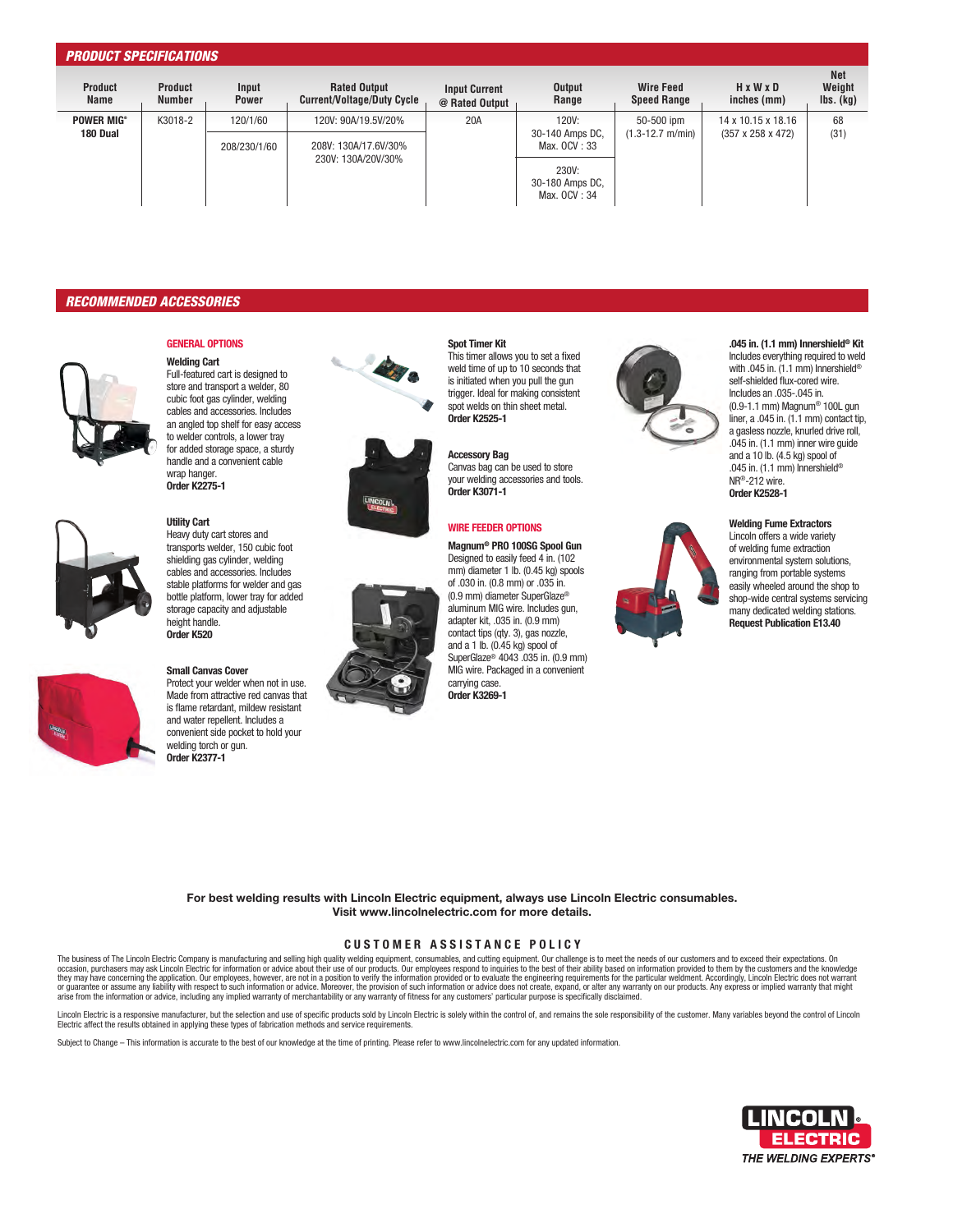## PRODUCT SPECIFICATIONS

| Product Name | Product Number | Input Power | Rated Output Current/Voltage/Duty Cycle | Input Current @ Rated Output | Output Range | Wire Feed Speed Range | H x W x D inches (mm) | Net Weight lbs. (kg) |
|---|---|---|---|---|---|---|---|---|
| POWER MIG® 180 Dual | K3018-2 | 120/1/60 | 120V: 90A/19.5V/20% | 20A | 120V: 30-140 Amps DC, Max. OCV : 33 | 50-500 ipm (1.3-12.7 m/min) | 14 x 10.15 x 18.16 (357 x 258 x 472) | 68 (31) |
| | | 208/230/1/60 | 208V: 130A/17.6V/30% 230V: 130A/20V/30% | | 230V: 30-180 Amps DC, Max. OCV : 34 | | | |

## RECOMMENDED ACCESSORIES

### GENERAL OPTIONS

**Welding Cart**
Full-featured cart is designed to store and transport a welder, 80 cubic foot gas cylinder, welding cables and accessories. Includes an angled top shelf for easy access to welder controls, a lower tray for added storage space, a sturdy handle and a convenient cable wrap hanger.
**Order K2275-1**

**Utility Cart**
Heavy duty cart stores and transports welder, 150 cubic foot shielding gas cylinder, welding cables and accessories. Includes stable platforms for welder and gas bottle platform, lower tray for added storage capacity and adjustable height handle.
**Order K520**

**Small Canvas Cover**
Protect your welder when not in use. Made from attractive red canvas that is flame retardant, mildew resistant and water repellent. Includes a convenient side pocket to hold your welding torch or gun.
**Order K2377-1**

**Spot Timer Kit**
This timer allows you to set a fixed weld time of up to 10 seconds that is initiated when you pull the gun trigger. Ideal for making consistent spot welds on thin sheet metal.
**Order K2525-1**

**Accessory Bag**
Canvas bag can be used to store your welding accessories and tools.
**Order K3071-1**

### WIRE FEEDER OPTIONS

**Magnum® PRO 100SG Spool Gun**
Designed to easily feed 4 in. (102 mm) diameter 1 lb. (0.45 kg) spools of .030 in. (0.8 mm) or .035 in. (0.9 mm) diameter SuperGlaze® aluminum MIG wire. Includes gun, adapter kit, .035 in. (0.9 mm) contact tips (qty. 3), gas nozzle, and a 1 lb. (0.45 kg) spool of SuperGlaze® 4043 .035 in. (0.9 mm) MIG wire. Packaged in a convenient carrying case.
**Order K3269-1**

**.045 in. (1.1 mm) Innershield® Kit**
Includes everything required to weld with .045 in. (1.1 mm) Innershield® self-shielded flux-cored wire. Includes an .035-.045 in. (0.9-1.1 mm) Magnum® 100L gun liner, a .045 in. (1.1 mm) contact tip, a gasless nozzle, knurled drive roll, .045 in. (1.1 mm) inner wire guide and a 10 lb. (4.5 kg) spool of .045 in. (1.1 mm) Innershield® NR®-212 wire.
**Order K2528-1**

**Welding Fume Extractors**
Lincoln offers a wide variety of welding fume extraction environmental system solutions, ranging from portable systems easily wheeled around the shop to shop-wide central systems servicing many dedicated welding stations.
**Request Publication E13.40**

**For best welding results with Lincoln Electric equipment, always use Lincoln Electric consumables.**
**Visit www.lincolnelectric.com for more details.**

### CUSTOMER ASSISTANCE POLICY

The business of The Lincoln Electric Company is manufacturing and selling high quality welding equipment, consumables, and cutting equipment. Our challenge is to meet the needs of our customers and to exceed their expectations. On occasion, purchasers may ask Lincoln Electric for information or advice about their use of our products. Our employees respond to inquiries to the best of their ability based on information provided to them by the customers and the knowledge they may have concerning the application. Our employees, however, are not in a position to verify the information provided or to evaluate the engineering requirements for the particular weldment. Accordingly, Lincoln Electric does not warrant or guarantee or assume any liability with respect to such information or advice. Moreover, the provision of such information or advice does not create, expand, or alter any warranty on our products. Any express or implied warranty that might arise from the information or advice, including any implied warranty of merchantability or any warranty of fitness for any customers' particular purpose is specifically disclaimed.

Lincoln Electric is a responsive manufacturer, but the selection and use of specific products sold by Lincoln Electric is solely within the control of, and remains the sole responsibility of the customer. Many variables beyond the control of Lincoln Electric affect the results obtained in applying these types of fabrication methods and service requirements.

Subject to Change – This information is accurate to the best of our knowledge at the time of printing. Please refer to www.lincolnelectric.com for any updated information.

LINCOLN® ELECTRIC
THE WELDING EXPERTS®